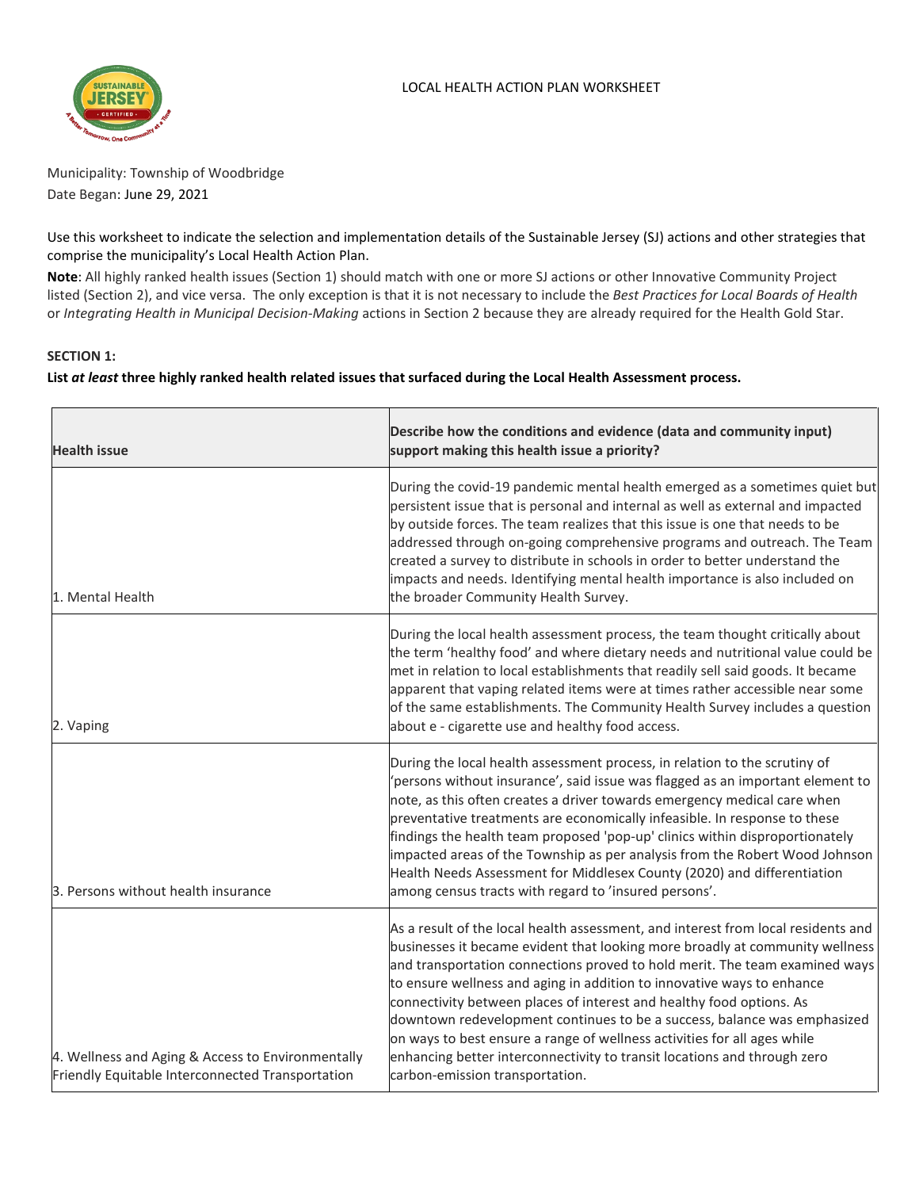LOCAL HEALTH ACTION PLAN WORKSHEET

Municipality: Township of Woodbridge
Date Began: June 29, 2021

Use this worksheet to indicate the selection and implementation details of the Sustainable Jersey (SJ) actions and other strategies that comprise the municipality's Local Health Action Plan.

**Note**: All highly ranked health issues (Section 1) should match with one or more SJ actions or other Innovative Community Project listed (Section 2), and vice versa. The only exception is that it is not necessary to include the *Best Practices for Local Boards of Health* or *Integrating Health in Municipal Decision-Making* actions in Section 2 because they are already required for the Health Gold Star.

**SECTION 1:**

**List *at least* three highly ranked health related issues that surfaced during the Local Health Assessment process.**

| Health issue | Describe how the conditions and evidence (data and community input) support making this health issue a priority? |
|---|---|
| 1. Mental Health | During the covid-19 pandemic mental health emerged as a sometimes quiet but persistent issue that is personal and internal as well as external and impacted by outside forces. The team realizes that this issue is one that needs to be addressed through on-going comprehensive programs and outreach. The Team created a survey to distribute in schools in order to better understand the impacts and needs. Identifying mental health importance is also included on the broader Community Health Survey. |
| 2. Vaping | During the local health assessment process, the team thought critically about the term 'healthy food' and where dietary needs and nutritional value could be met in relation to local establishments that readily sell said goods. It became apparent that vaping related items were at times rather accessible near some of the same establishments. The Community Health Survey includes a question about e - cigarette use and healthy food access. |
| 3. Persons without health insurance | During the local health assessment process, in relation to the scrutiny of 'persons without insurance', said issue was flagged as an important element to note, as this often creates a driver towards emergency medical care when preventative treatments are economically infeasible. In response to these findings the health team proposed 'pop-up' clinics within disproportionately impacted areas of the Township as per analysis from the Robert Wood Johnson Health Needs Assessment for Middlesex County (2020) and differentiation among census tracts with regard to 'insured persons'. |
| 4. Wellness and Aging & Access to Environmentally Friendly Equitable Interconnected Transportation | As a result of the local health assessment, and interest from local residents and businesses it became evident that looking more broadly at community wellness and transportation connections proved to hold merit. The team examined ways to ensure wellness and aging in addition to innovative ways to enhance connectivity between places of interest and healthy food options. As downtown redevelopment continues to be a success, balance was emphasized on ways to best ensure a range of wellness activities for all ages while enhancing better interconnectivity to transit locations and through zero carbon-emission transportation. |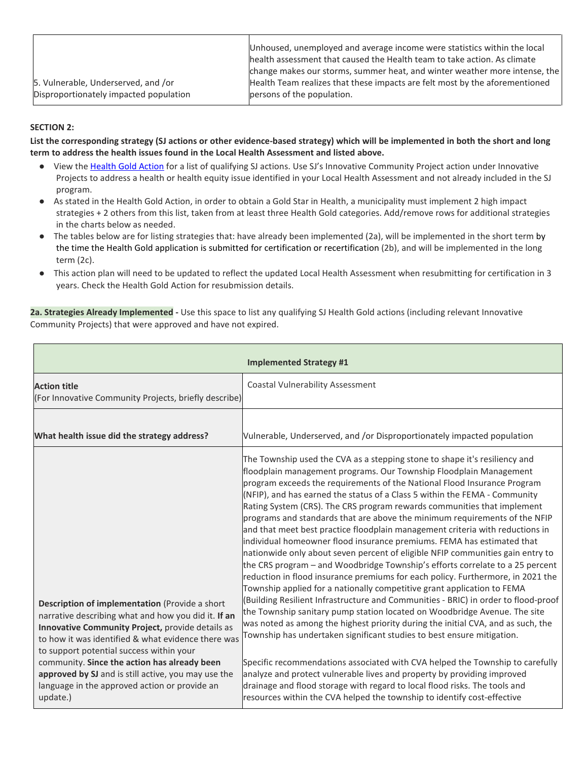| | |
|---|---|
| 5. Vulnerable, Underserved, and /or Disproportionately impacted population | Unhoused, unemployed and average income were statistics within the local health assessment that caused the Health team to take action. As climate change makes our storms, summer heat, and winter weather more intense, the Health Team realizes that these impacts are felt most by the aforementioned persons of the population. |

**SECTION 2:**

**List the corresponding strategy (SJ actions or other evidence-based strategy) which will be implemented in both the short and long term to address the health issues found in the Local Health Assessment and listed above.**

- View the Health Gold Action for a list of qualifying SJ actions. Use SJ's Innovative Community Project action under Innovative Projects to address a health or health equity issue identified in your Local Health Assessment and not already included in the SJ program.
- As stated in the Health Gold Action, in order to obtain a Gold Star in Health, a municipality must implement 2 high impact strategies + 2 others from this list, taken from at least three Health Gold categories. Add/remove rows for additional strategies in the charts below as needed.
- The tables below are for listing strategies that: have already been implemented (2a), will be implemented in the short term by the time the Health Gold application is submitted for certification or recertification (2b), and will be implemented in the long term (2c).
- This action plan will need to be updated to reflect the updated Local Health Assessment when resubmitting for certification in 3 years. Check the Health Gold Action for resubmission details.

**2a. Strategies Already Implemented -** Use this space to list any qualifying SJ Health Gold actions (including relevant Innovative Community Projects) that were approved and have not expired.

| **Implemented Strategy #1** | |
|---|---|
| **Action title** (For Innovative Community Projects, briefly describe) | Coastal Vulnerability Assessment |
| **What health issue did the strategy address?** | Vulnerable, Underserved, and /or Disproportionately impacted population |
| **Description of implementation** (Provide a short narrative describing what and how you did it. **If an Innovative Community Project,** provide details as to how it was identified & what evidence there was to support potential success within your community. **Since the action has already been approved by SJ** and is still active, you may use the language in the approved action or provide an update.) | The Township used the CVA as a stepping stone to shape it's resiliency and floodplain management programs. Our Township Floodplain Management program exceeds the requirements of the National Flood Insurance Program (NFIP), and has earned the status of a Class 5 within the FEMA - Community Rating System (CRS). The CRS program rewards communities that implement programs and standards that are above the minimum requirements of the NFIP and that meet best practice floodplain management criteria with reductions in individual homeowner flood insurance premiums. FEMA has estimated that nationwide only about seven percent of eligible NFIP communities gain entry to the CRS program – and Woodbridge Township's efforts correlate to a 25 percent reduction in flood insurance premiums for each policy. Furthermore, in 2021 the Township applied for a nationally competitive grant application to FEMA (Building Resilient Infrastructure and Communities - BRIC) in order to flood-proof the Township sanitary pump station located on Woodbridge Avenue. The site was noted as among the highest priority during the initial CVA, and as such, the Township has undertaken significant studies to best ensure mitigation.<br><br>Specific recommendations associated with CVA helped the Township to carefully analyze and protect vulnerable lives and property by providing improved drainage and flood storage with regard to local flood risks. The tools and resources within the CVA helped the township to identify cost-effective |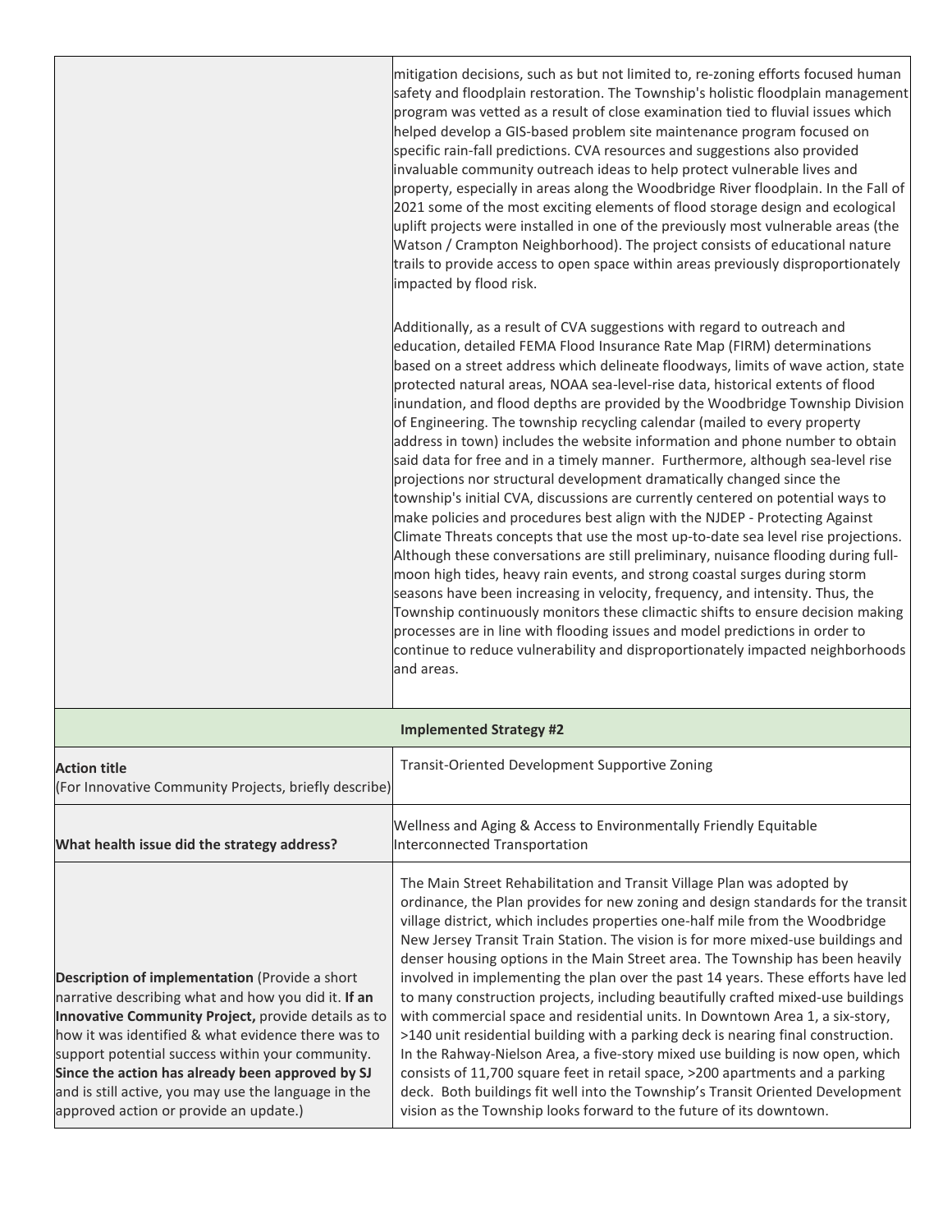| | |
|---|---|
| | mitigation decisions, such as but not limited to, re-zoning efforts focused human safety and floodplain restoration. The Township's holistic floodplain management program was vetted as a result of close examination tied to fluvial issues which helped develop a GIS-based problem site maintenance program focused on specific rain-fall predictions. CVA resources and suggestions also provided invaluable community outreach ideas to help protect vulnerable lives and property, especially in areas along the Woodbridge River floodplain. In the Fall of 2021 some of the most exciting elements of flood storage design and ecological uplift projects were installed in one of the previously most vulnerable areas (the Watson / Crampton Neighborhood). The project consists of educational nature trails to provide access to open space within areas previously disproportionately impacted by flood risk.<br><br>Additionally, as a result of CVA suggestions with regard to outreach and education, detailed FEMA Flood Insurance Rate Map (FIRM) determinations based on a street address which delineate floodways, limits of wave action, state protected natural areas, NOAA sea-level-rise data, historical extents of flood inundation, and flood depths are provided by the Woodbridge Township Division of Engineering. The township recycling calendar (mailed to every property address in town) includes the website information and phone number to obtain said data for free and in a timely manner. Furthermore, although sea-level rise projections nor structural development dramatically changed since the township's initial CVA, discussions are currently centered on potential ways to make policies and procedures best align with the NJDEP - Protecting Against Climate Threats concepts that use the most up-to-date sea level rise projections. Although these conversations are still preliminary, nuisance flooding during full-moon high tides, heavy rain events, and strong coastal surges during storm seasons have been increasing in velocity, frequency, and intensity. Thus, the Township continuously monitors these climactic shifts to ensure decision making processes are in line with flooding issues and model predictions in order to continue to reduce vulnerability and disproportionately impacted neighborhoods and areas. |
| **Implemented Strategy #2** | |
| **Action title**<br>(For Innovative Community Projects, briefly describe) | Transit-Oriented Development Supportive Zoning |
| **What health issue did the strategy address?** | Wellness and Aging & Access to Environmentally Friendly Equitable Interconnected Transportation |
| **Description of implementation** (Provide a short narrative describing what and how you did it. **If an Innovative Community Project,** provide details as to how it was identified & what evidence there was to support potential success within your community. **Since the action has already been approved by SJ** and is still active, you may use the language in the approved action or provide an update.) | The Main Street Rehabilitation and Transit Village Plan was adopted by ordinance, the Plan provides for new zoning and design standards for the transit village district, which includes properties one-half mile from the Woodbridge New Jersey Transit Train Station. The vision is for more mixed-use buildings and denser housing options in the Main Street area. The Township has been heavily involved in implementing the plan over the past 14 years. These efforts have led to many construction projects, including beautifully crafted mixed-use buildings with commercial space and residential units. In Downtown Area 1, a six-story, >140 unit residential building with a parking deck is nearing final construction. In the Rahway-Nielson Area, a five-story mixed use building is now open, which consists of 11,700 square feet in retail space, >200 apartments and a parking deck. Both buildings fit well into the Township's Transit Oriented Development vision as the Township looks forward to the future of its downtown. |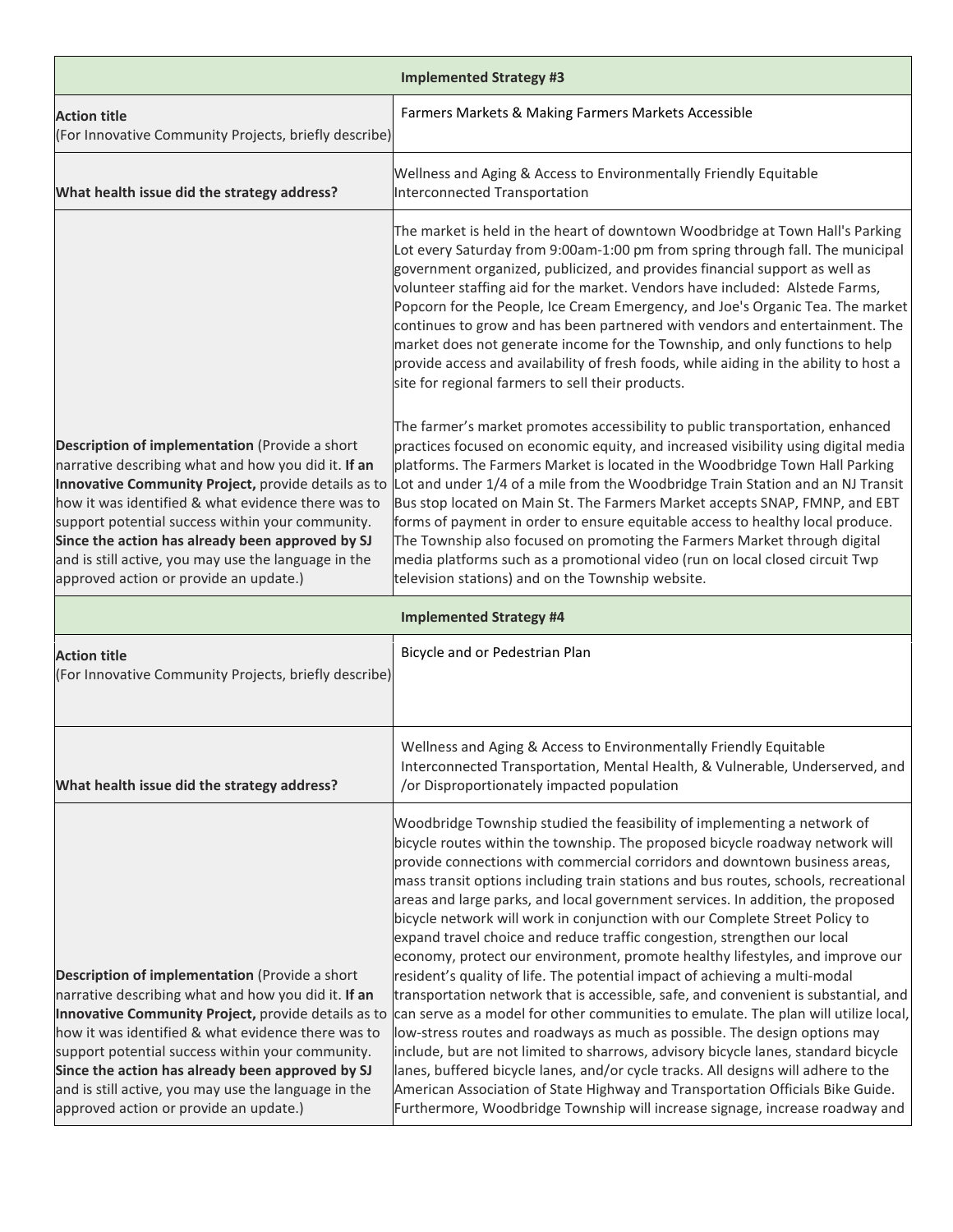| Implemented Strategy #3 | |
|---|---|
| **Action title** (For Innovative Community Projects, briefly describe) | Farmers Markets & Making Farmers Markets Accessible |
| **What health issue did the strategy address?** | Wellness and Aging & Access to Environmentally Friendly Equitable Interconnected Transportation |
| **Description of implementation** (Provide a short narrative describing what and how you did it. **If an Innovative Community Project,** provide details as to how it was identified & what evidence there was to support potential success within your community. **Since the action has already been approved by SJ** and is still active, you may use the language in the approved action or provide an update.) | The market is held in the heart of downtown Woodbridge at Town Hall's Parking Lot every Saturday from 9:00am-1:00 pm from spring through fall. The municipal government organized, publicized, and provides financial support as well as volunteer staffing aid for the market. Vendors have included: Alstede Farms, Popcorn for the People, Ice Cream Emergency, and Joe's Organic Tea. The market continues to grow and has been partnered with vendors and entertainment. The market does not generate income for the Township, and only functions to help provide access and availability of fresh foods, while aiding in the ability to host a site for regional farmers to sell their products.<br><br>The farmer's market promotes accessibility to public transportation, enhanced practices focused on economic equity, and increased visibility using digital media platforms. The Farmers Market is located in the Woodbridge Town Hall Parking Lot and under 1/4 of a mile from the Woodbridge Train Station and an NJ Transit Bus stop located on Main St. The Farmers Market accepts SNAP, FMNP, and EBT forms of payment in order to ensure equitable access to healthy local produce. The Township also focused on promoting the Farmers Market through digital media platforms such as a promotional video (run on local closed circuit Twp television stations) and on the Township website. |

| Implemented Strategy #4 | |
|---|---|
| **Action title** (For Innovative Community Projects, briefly describe) | Bicycle and or Pedestrian Plan |
| **What health issue did the strategy address?** | Wellness and Aging & Access to Environmentally Friendly Equitable Interconnected Transportation, Mental Health, & Vulnerable, Underserved, and /or Disproportionately impacted population |
| **Description of implementation** (Provide a short narrative describing what and how you did it. **If an Innovative Community Project,** provide details as to how it was identified & what evidence there was to support potential success within your community. **Since the action has already been approved by SJ** and is still active, you may use the language in the approved action or provide an update.) | Woodbridge Township studied the feasibility of implementing a network of bicycle routes within the township. The proposed bicycle roadway network will provide connections with commercial corridors and downtown business areas, mass transit options including train stations and bus routes, schools, recreational areas and large parks, and local government services. In addition, the proposed bicycle network will work in conjunction with our Complete Street Policy to expand travel choice and reduce traffic congestion, strengthen our local economy, protect our environment, promote healthy lifestyles, and improve our resident's quality of life. The potential impact of achieving a multi-modal transportation network that is accessible, safe, and convenient is substantial, and can serve as a model for other communities to emulate. The plan will utilize local, low-stress routes and roadways as much as possible. The design options may include, but are not limited to sharrows, advisory bicycle lanes, standard bicycle lanes, buffered bicycle lanes, and/or cycle tracks. All designs will adhere to the American Association of State Highway and Transportation Officials Bike Guide. Furthermore, Woodbridge Township will increase signage, increase roadway and |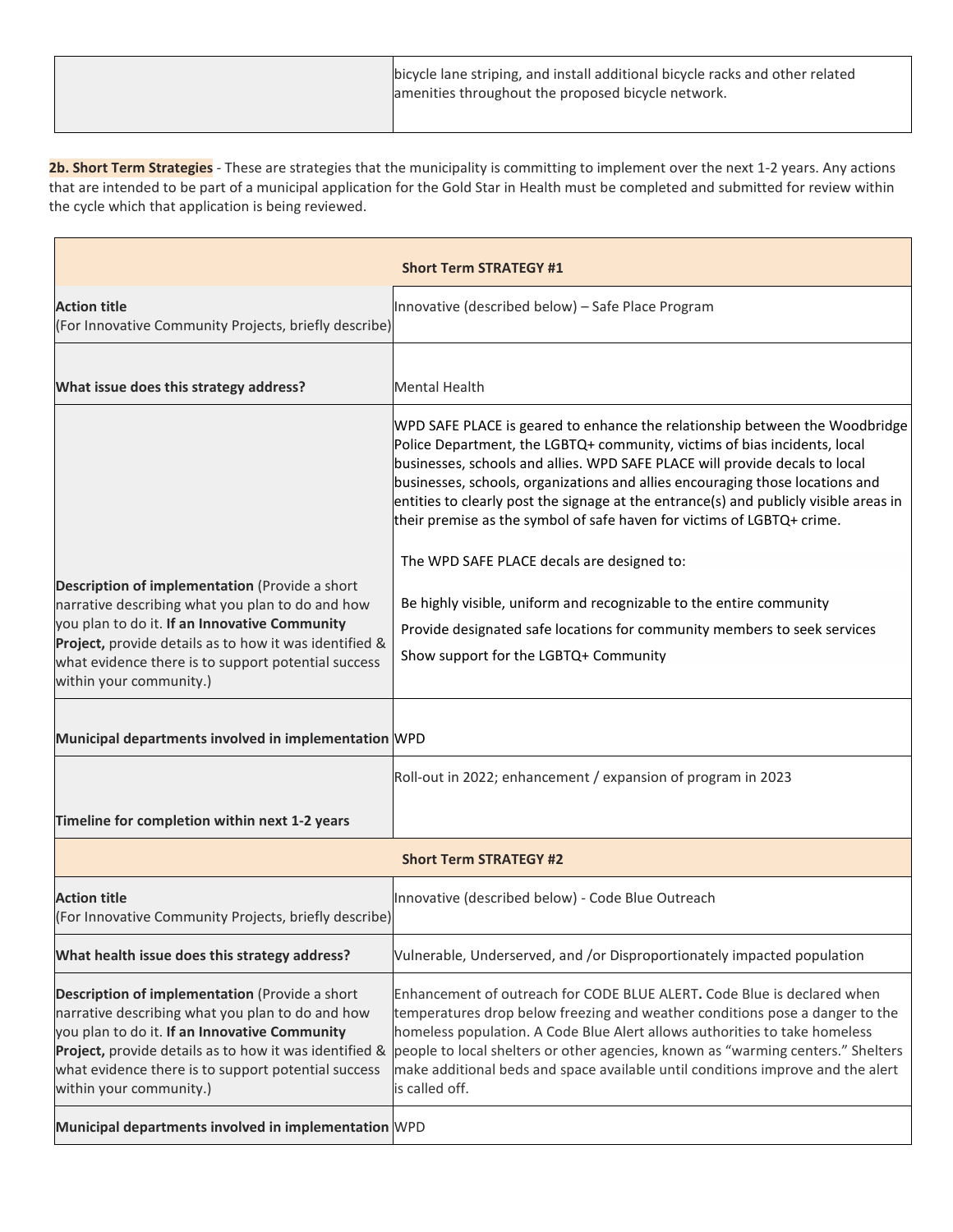| | |
|---|---|
| | bicycle lane striping, and install additional bicycle racks and other related amenities throughout the proposed bicycle network. |

**2b. Short Term Strategies** - These are strategies that the municipality is committing to implement over the next 1-2 years. Any actions that are intended to be part of a municipal application for the Gold Star in Health must be completed and submitted for review within the cycle which that application is being reviewed.

| **Short Term STRATEGY #1** | |
|---|---|
| **Action title** (For Innovative Community Projects, briefly describe) | Innovative (described below) – Safe Place Program |
| **What issue does this strategy address?** | Mental Health |
| **Description of implementation** (Provide a short narrative describing what you plan to do and how you plan to do it. **If an Innovative Community Project,** provide details as to how it was identified & what evidence there is to support potential success within your community.) | WPD SAFE PLACE is geared to enhance the relationship between the Woodbridge Police Department, the LGBTQ+ community, victims of bias incidents, local businesses, schools and allies. WPD SAFE PLACE will provide decals to local businesses, schools, organizations and allies encouraging those locations and entities to clearly post the signage at the entrance(s) and publicly visible areas in their premise as the symbol of safe haven for victims of LGBTQ+ crime.<br><br>The WPD SAFE PLACE decals are designed to:<br><br>Be highly visible, uniform and recognizable to the entire community<br>Provide designated safe locations for community members to seek services<br>Show support for the LGBTQ+ Community |
| **Municipal departments involved in implementation** | WPD |
| **Timeline for completion within next 1-2 years** | Roll-out in 2022; enhancement / expansion of program in 2023 |
| **Short Term STRATEGY #2** | |
| **Action title** (For Innovative Community Projects, briefly describe) | Innovative (described below) - Code Blue Outreach |
| **What health issue does this strategy address?** | Vulnerable, Underserved, and /or Disproportionately impacted population |
| **Description of implementation** (Provide a short narrative describing what you plan to do and how you plan to do it. **If an Innovative Community Project,** provide details as to how it was identified & what evidence there is to support potential success within your community.) | Enhancement of outreach for CODE BLUE ALERT**.** Code Blue is declared when temperatures drop below freezing and weather conditions pose a danger to the homeless population. A Code Blue Alert allows authorities to take homeless people to local shelters or other agencies, known as "warming centers." Shelters make additional beds and space available until conditions improve and the alert is called off. |
| **Municipal departments involved in implementation** | WPD |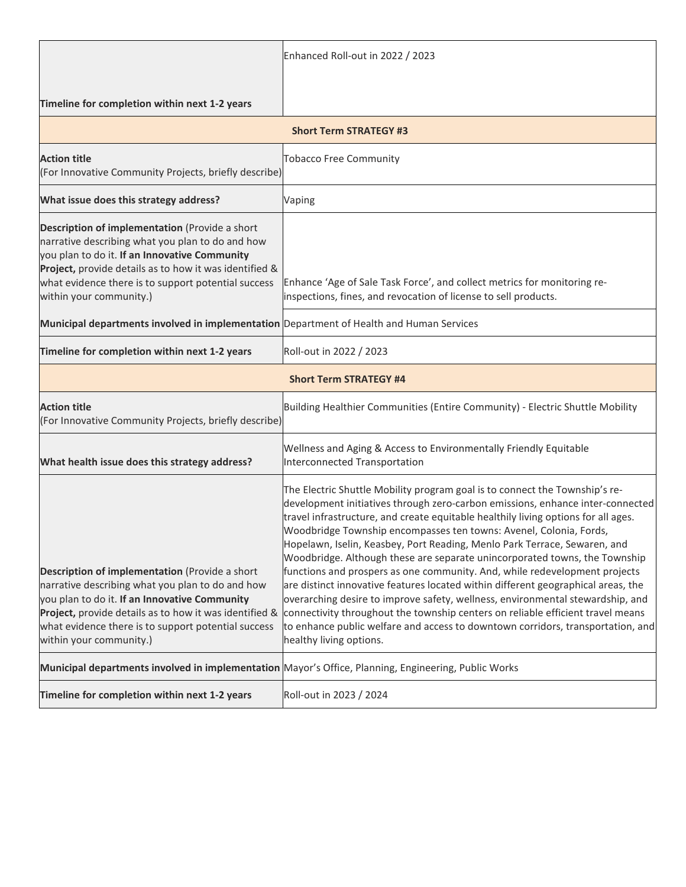| | |
|---|---|
| **Timeline for completion within next 1-2 years** | Enhanced Roll-out in 2022 / 2023 |
| **Short Term STRATEGY #3** | |
| **Action title** (For Innovative Community Projects, briefly describe) | Tobacco Free Community |
| **What issue does this strategy address?** | Vaping |
| **Description of implementation** (Provide a short narrative describing what you plan to do and how you plan to do it. **If an Innovative Community Project,** provide details as to how it was identified & what evidence there is to support potential success within your community.) | Enhance 'Age of Sale Task Force', and collect metrics for monitoring re-inspections, fines, and revocation of license to sell products. |
| **Municipal departments involved in implementation** | Department of Health and Human Services |
| **Timeline for completion within next 1-2 years** | Roll-out in 2022 / 2023 |
| **Short Term STRATEGY #4** | |
| **Action title** (For Innovative Community Projects, briefly describe) | Building Healthier Communities (Entire Community) - Electric Shuttle Mobility |
| **What health issue does this strategy address?** | Wellness and Aging & Access to Environmentally Friendly Equitable Interconnected Transportation |
| **Description of implementation** (Provide a short narrative describing what you plan to do and how you plan to do it. **If an Innovative Community Project,** provide details as to how it was identified & what evidence there is to support potential success within your community.) | The Electric Shuttle Mobility program goal is to connect the Township's re-development initiatives through zero-carbon emissions, enhance inter-connected travel infrastructure, and create equitable healthily living options for all ages. Woodbridge Township encompasses ten towns: Avenel, Colonia, Fords, Hopelawn, Iselin, Keasbey, Port Reading, Menlo Park Terrace, Sewaren, and Woodbridge. Although these are separate unincorporated towns, the Township functions and prospers as one community. And, while redevelopment projects are distinct innovative features located within different geographical areas, the overarching desire to improve safety, wellness, environmental stewardship, and connectivity throughout the township centers on reliable efficient travel means to enhance public welfare and access to downtown corridors, transportation, and healthy living options. |
| **Municipal departments involved in implementation** | Mayor's Office, Planning, Engineering, Public Works |
| **Timeline for completion within next 1-2 years** | Roll-out in 2023 / 2024 |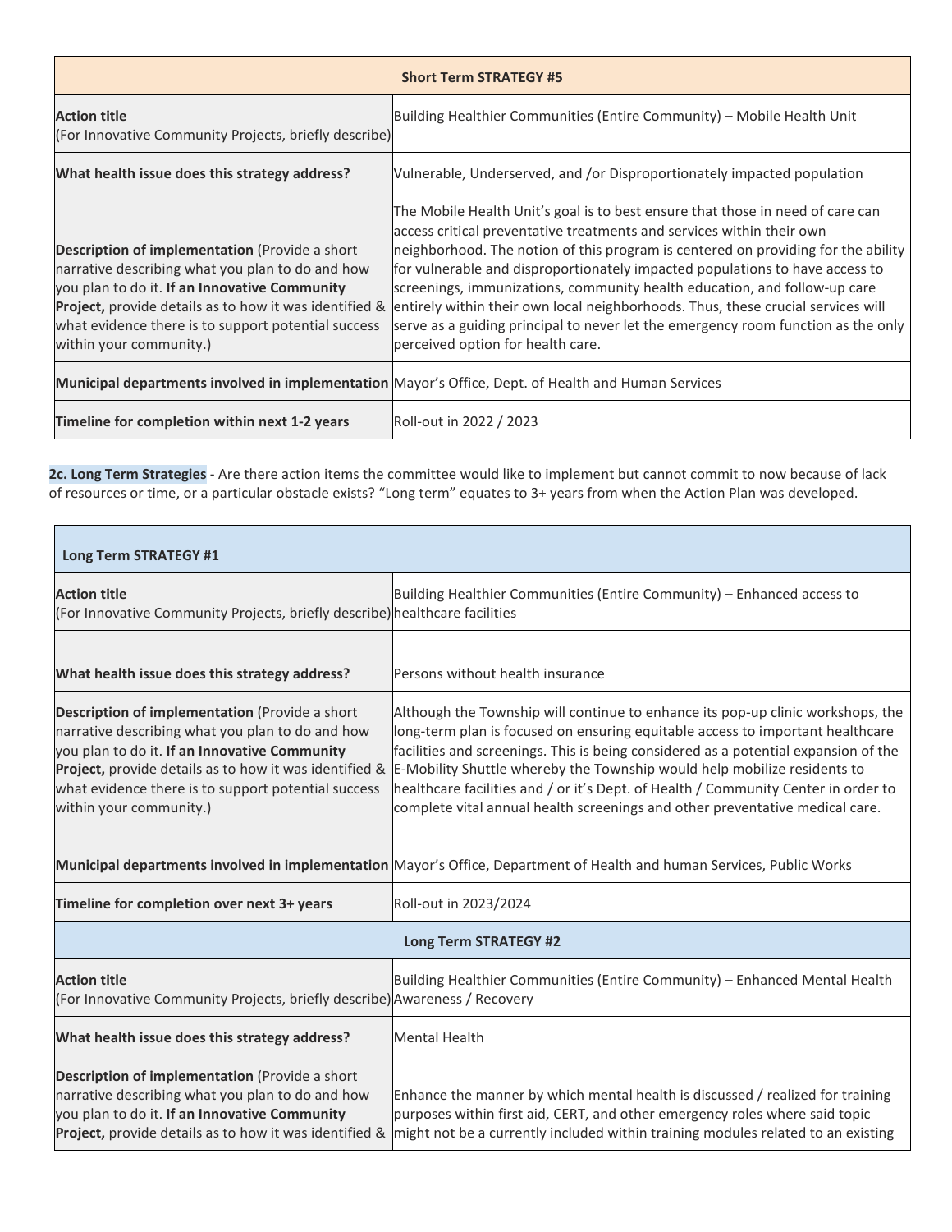| Short Term STRATEGY #5 | |
|---|---|
| **Action title** (For Innovative Community Projects, briefly describe) | Building Healthier Communities (Entire Community) – Mobile Health Unit |
| **What health issue does this strategy address?** | Vulnerable, Underserved, and /or Disproportionately impacted population |
| **Description of implementation** (Provide a short narrative describing what you plan to do and how you plan to do it. **If an Innovative Community Project,** provide details as to how it was identified & what evidence there is to support potential success within your community.) | The Mobile Health Unit's goal is to best ensure that those in need of care can access critical preventative treatments and services within their own neighborhood. The notion of this program is centered on providing for the ability for vulnerable and disproportionately impacted populations to have access to screenings, immunizations, community health education, and follow-up care entirely within their own local neighborhoods. Thus, these crucial services will serve as a guiding principal to never let the emergency room function as the only perceived option for health care. |
| **Municipal departments involved in implementation** | Mayor's Office, Dept. of Health and Human Services |
| **Timeline for completion within next 1-2 years** | Roll-out in 2022 / 2023 |

**2c. Long Term Strategies** - Are there action items the committee would like to implement but cannot commit to now because of lack of resources or time, or a particular obstacle exists? "Long term" equates to 3+ years from when the Action Plan was developed.

| Long Term STRATEGY #1 | |
|---|---|
| **Action title** (For Innovative Community Projects, briefly describe) | Building Healthier Communities (Entire Community) – Enhanced access to healthcare facilities |
| **What health issue does this strategy address?** | Persons without health insurance |
| **Description of implementation** (Provide a short narrative describing what you plan to do and how you plan to do it. **If an Innovative Community Project,** provide details as to how it was identified & what evidence there is to support potential success within your community.) | Although the Township will continue to enhance its pop-up clinic workshops, the long-term plan is focused on ensuring equitable access to important healthcare facilities and screenings. This is being considered as a potential expansion of the E-Mobility Shuttle whereby the Township would help mobilize residents to healthcare facilities and / or it's Dept. of Health / Community Center in order to complete vital annual health screenings and other preventative medical care. |
| **Municipal departments involved in implementation** | Mayor's Office, Department of Health and human Services, Public Works |
| **Timeline for completion over next 3+ years** | Roll-out in 2023/2024 |
| **Long Term STRATEGY #2** | |
| **Action title** (For Innovative Community Projects, briefly describe) | Building Healthier Communities (Entire Community) – Enhanced Mental Health Awareness / Recovery |
| **What health issue does this strategy address?** | Mental Health |
| **Description of implementation** (Provide a short narrative describing what you plan to do and how you plan to do it. **If an Innovative Community Project,** provide details as to how it was identified & | Enhance the manner by which mental health is discussed / realized for training purposes within first aid, CERT, and other emergency roles where said topic might not be a currently included within training modules related to an existing |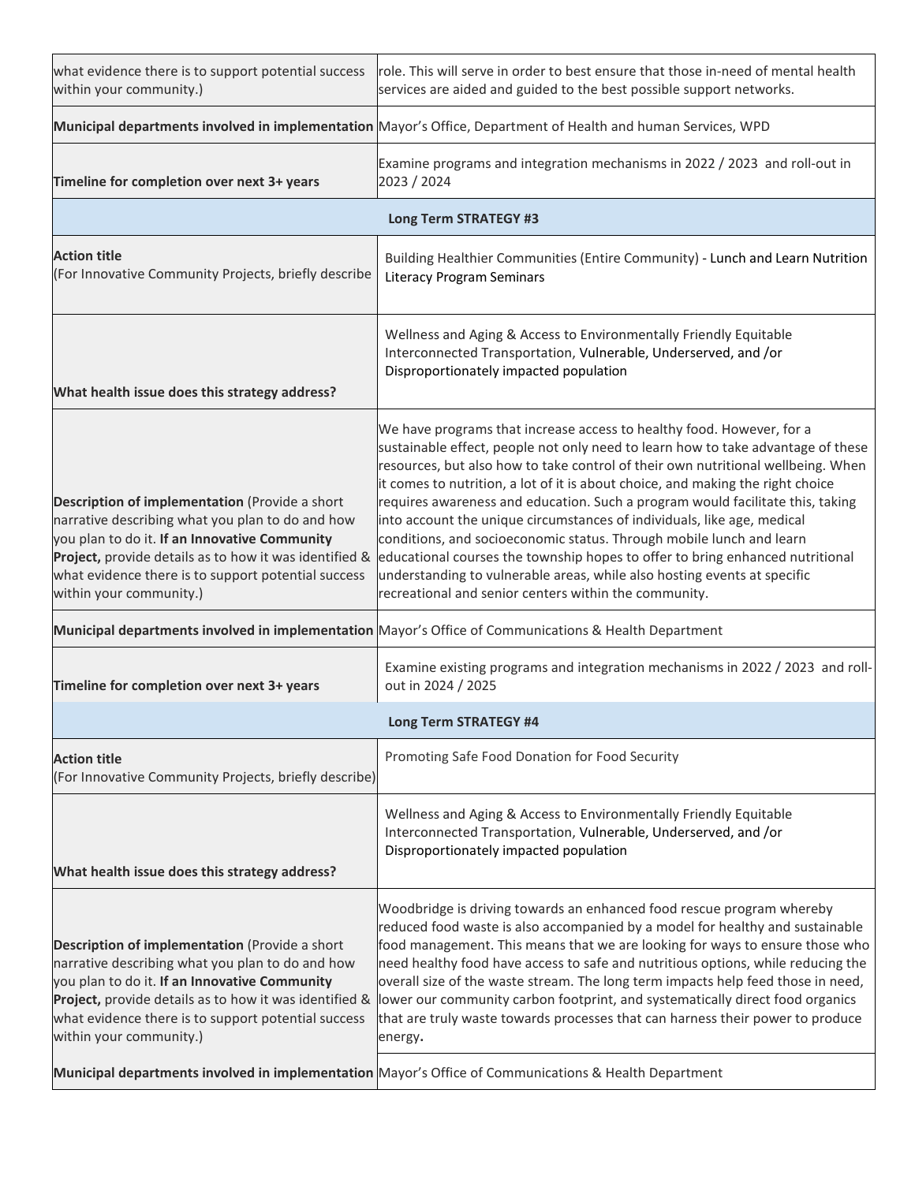| | |
|---|---|
| what evidence there is to support potential success within your community.) | role. This will serve in order to best ensure that those in-need of mental health services are aided and guided to the best possible support networks. |
| **Municipal departments involved in implementation** | Mayor's Office, Department of Health and human Services, WPD |
| **Timeline for completion over next 3+ years** | Examine programs and integration mechanisms in 2022 / 2023 and roll-out in 2023 / 2024 |
| **Long Term STRATEGY #3** | |
| **Action title** (For Innovative Community Projects, briefly describe | Building Healthier Communities (Entire Community) - Lunch and Learn Nutrition Literacy Program Seminars |
| **What health issue does this strategy address?** | Wellness and Aging & Access to Environmentally Friendly Equitable Interconnected Transportation, Vulnerable, Underserved, and /or Disproportionately impacted population |
| **Description of implementation** (Provide a short narrative describing what you plan to do and how you plan to do it. **If an Innovative Community Project,** provide details as to how it was identified & what evidence there is to support potential success within your community.) | We have programs that increase access to healthy food. However, for a sustainable effect, people not only need to learn how to take advantage of these resources, but also how to take control of their own nutritional wellbeing. When it comes to nutrition, a lot of it is about choice, and making the right choice requires awareness and education. Such a program would facilitate this, taking into account the unique circumstances of individuals, like age, medical conditions, and socioeconomic status. Through mobile lunch and learn educational courses the township hopes to offer to bring enhanced nutritional understanding to vulnerable areas, while also hosting events at specific recreational and senior centers within the community. |
| **Municipal departments involved in implementation** | Mayor's Office of Communications & Health Department |
| **Timeline for completion over next 3+ years** | Examine existing programs and integration mechanisms in 2022 / 2023 and roll-out in 2024 / 2025 |
| **Long Term STRATEGY #4** | |
| **Action title** (For Innovative Community Projects, briefly describe) | Promoting Safe Food Donation for Food Security |
| **What health issue does this strategy address?** | Wellness and Aging & Access to Environmentally Friendly Equitable Interconnected Transportation, Vulnerable, Underserved, and /or Disproportionately impacted population |
| **Description of implementation** (Provide a short narrative describing what you plan to do and how you plan to do it. **If an Innovative Community Project,** provide details as to how it was identified & what evidence there is to support potential success within your community.) | Woodbridge is driving towards an enhanced food rescue program whereby reduced food waste is also accompanied by a model for healthy and sustainable food management. This means that we are looking for ways to ensure those who need healthy food have access to safe and nutritious options, while reducing the overall size of the waste stream. The long term impacts help feed those in need, lower our community carbon footprint, and systematically direct food organics that are truly waste towards processes that can harness their power to produce energy. |
| **Municipal departments involved in implementation** | Mayor's Office of Communications & Health Department |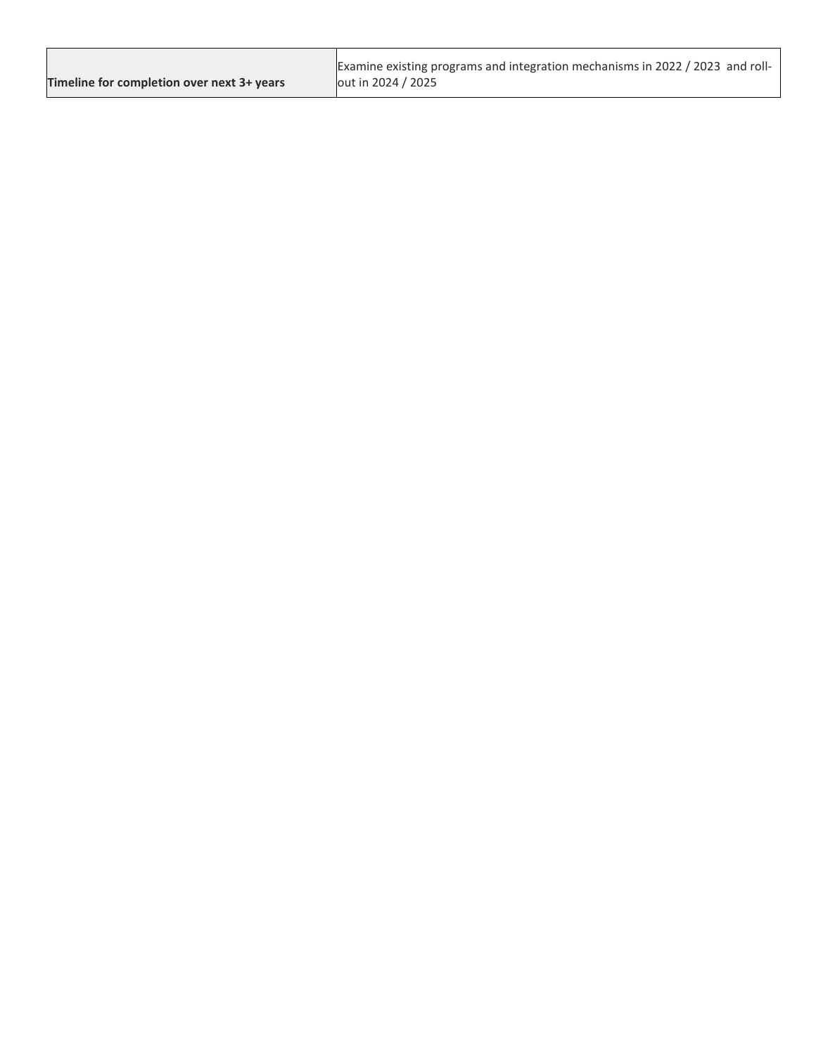| | |
|---|---|
| **Timeline for completion over next 3+ years** | Examine existing programs and integration mechanisms in 2022 / 2023 and roll-out in 2024 / 2025 |